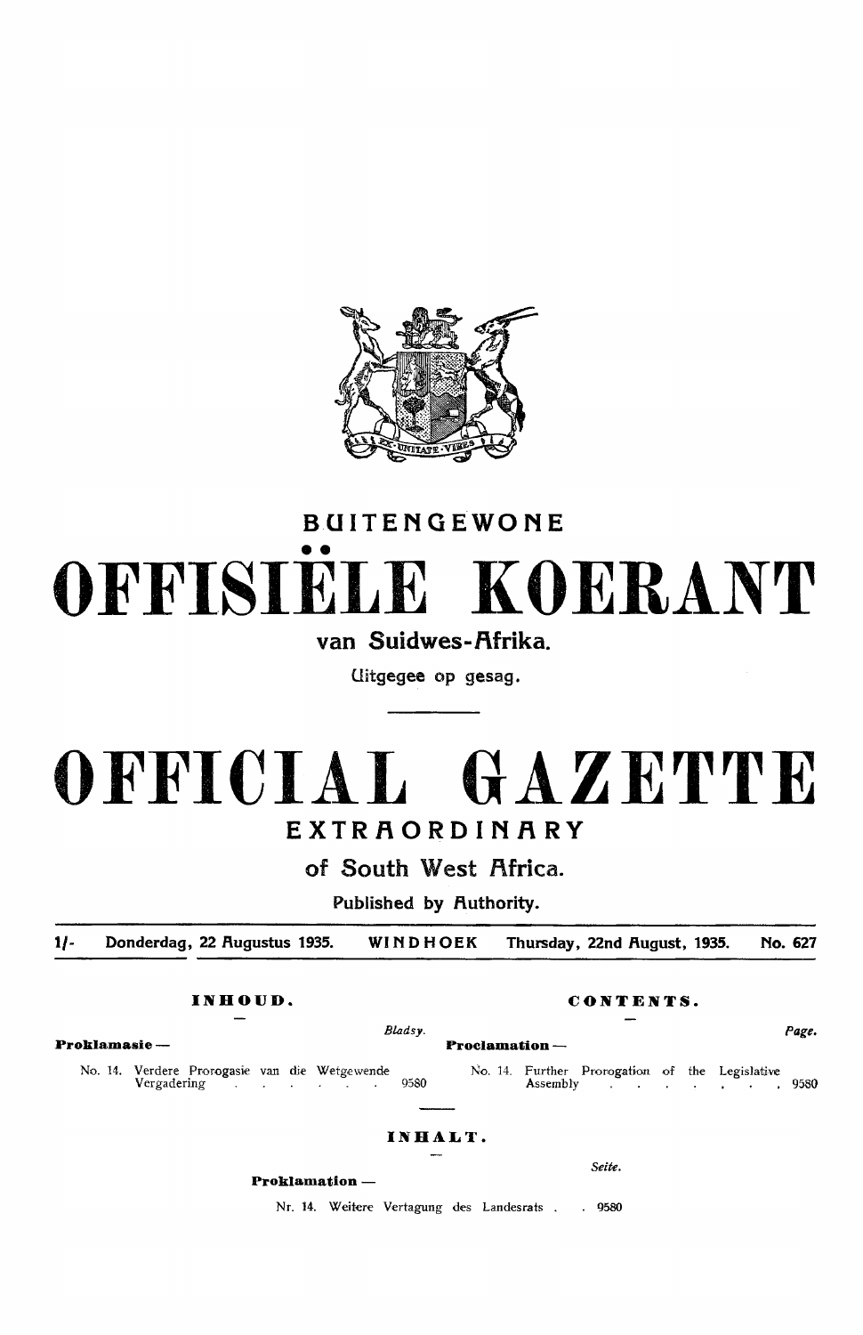# BUITENGEWONE

# OFFISIËLE KOERANT

## van Suidwes-Afrika.

Uitgegee op gesag.

# OFFICIAL GAZETTE

## EXTRAORDINARY

## of South West Africa.

Published by Authority.

1/- Donderdag, 22 Augustus 1935. WINDHOEK Thursday, 22nd August, 1935. No. 627

### INHOUD.

| | Bladsy. |
|---|---|
| **Proklamasie —** | |
| No. 14. Verdere Prorogasie van die Wetgewende Vergadering | 9580 |

### CONTENTS.

| | Page. |
|---|---|
| **Proclamation —** | |
| No. 14. Further Prorogation of the Legislative Assembly | 9580 |

### INHALT.

| | Seite. |
|---|---|
| **Proklamation —** | |
| Nr. 14. Weitere Vertagung des Landesrats | 9580 |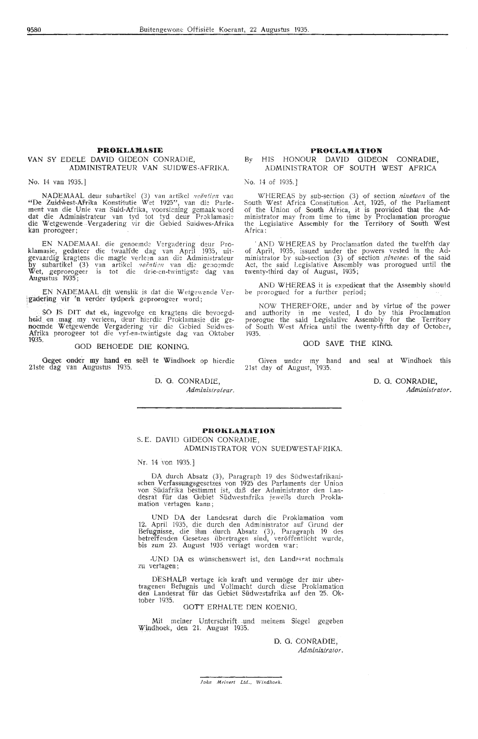## PROKLAMASIE

VAN SY EDELE DAVID GIDEON CONRADIE, ADMINISTRATEUR VAN SUIDWES-AFRIKA.

No. 14 van 1935.]

NADEMAAL deur subartikel (3) van artikel *neëntien* van "De Zuidwest-Afrika Konstitutie Wet 1925", van die Parlement van die Unie van Suid-Afrika, voorsiening gemaak word dat die Administrateur van tyd tot tyd deur Proklamasie die Wetgewende Vergadering vir die Gebied Suidwes-Afrika kan prorogeer;

EN NADEMAAL die genoemde Vergadering deur Proklamasie, gedateer die twaalfde dag van April 1935, uitgevaardig kragtens die magte verleen aan die Administrateur by subartikel (3) van artikel *neëntien* van die genoemde Wet, geprorogeer is tot die drie-en-twintigste dag van Augustus 1935;

EN NADEMAAL dit wenslik is dat die Wetgewende Vergadering vir 'n verder tydperk geprorogeer word;

SO IS DIT dat ek, ingevolge en kragtens die bevoegdheid en mag my verleen, deur hierdie Proklamasie die genoemde Wetgewende Vergadering vir die Gebied Suidwes-Afrika prorogeer tot die vyf-en-twintigste dag van Oktober 1935.

GOD BEHOEDE DIE KONING.

Gegee onder my hand en seël te Windhoek op hierdie 21ste dag van Augustus 1935.

D. G. CONRADIE,
*Administrateur.*

## PROCLAMATION

By HIS HONOUR DAVID GIDEON CONRADIE, ADMINISTRATOR OF SOUTH WEST AFRICA

No. 14 of 1935.]

WHEREAS by sub-section (3) of section *nineteen* of the South West Africa Constitution Act, 1925, of the Parliament of the Union of South Africa, it is provided that the Administrator may from time to time by Proclamation prorogue the Legislative Assembly for the Territory of South West Africa:

AND WHEREAS by Proclamation dated the twelfth day of April, 1935, issued under the powers vested in the Administrator by sub-section (3) of section *nineteen* of the said Act, the said Legislative Assembly was prorogued until the twenty-third day of August, 1935;

AND WHEREAS it is expedient that the Assembly should be prorogued for a further period;

NOW THEREFORE, under and by virtue of the power and authority in me vested, I do by this Proclamation prorogue the said Legislative Assembly for the Territory of South West Africa until the twenty-fifth day of October, 1935.

GOD SAVE THE KING.

Given under my hand and seal at Windhoek this 21st day of August, 1935.

D. G. CONRADIE,
*Administrator.*

## PROKLAMATION

S. E. DAVID GIDEON CONRADIE, ADMINISTRATOR VON SUEDWESTAFRIKA.

Nr. 14 von 1935.]

DA durch Absatz (3), Paragraph 19 des Südwestafrikanischen Verfassungsgesetzes von 1925 des Parlaments der Union von Südafrika bestimmt ist, daß der Administrator den Landesrat für das Gebiet Südwestafrika jeweils durch Proklamation vertagen kann;

UND DA der Landesrat durch die Proklamation vom 12. April 1935, die durch den Administrator auf Grund der Befugnisse, die ihm durch Absatz (3), Paragraph 19 des betreffenden Gesetzes übertragen sind, veröffentlicht wurde, bis zum 23. August 1935 vertagt worden war;

UND DA es wünschenswert ist, den Landesrat nochmals zu vertagen;

DESHALB vertage ich kraft und vermöge der mir übertragenen Befugnis und Vollmacht durch diese Proklamation den Landesrat für das Gebiet Südwestafrika auf den 25. Oktober 1935.

GOTT ERHALTE DEN KOENIG.

Mit meiner Unterschrift und meinem Siegel gegeben Windhoek, den 21. August 1935.

D. G. CONRADIE,
*Administrator.*

*John Meinert Ltd., Windhoek.*